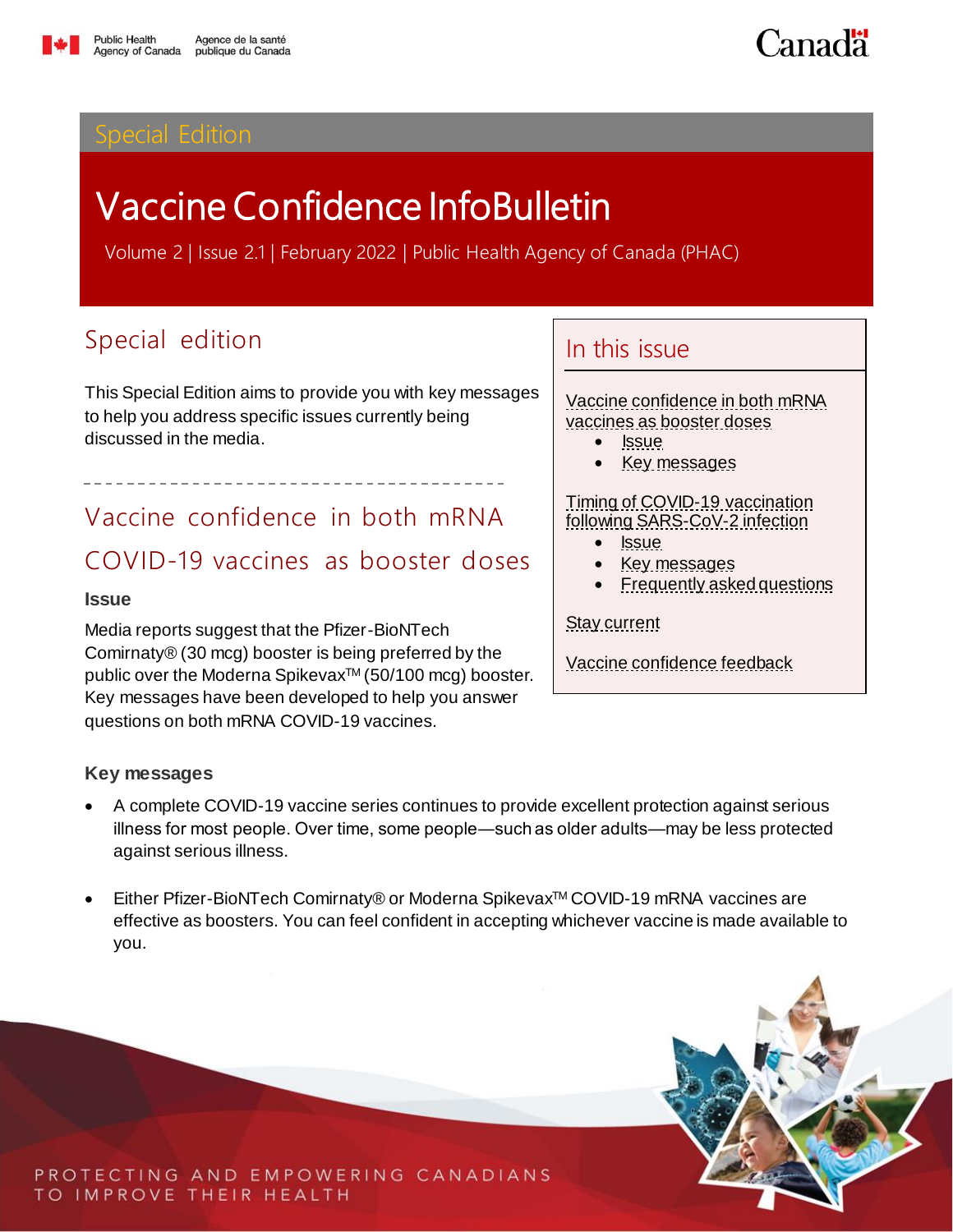Special Edition

# Vaccine Confidence InfoBulletin

Volume 2 | Issue 2.1 | February 2022 | Public Health Agency of Canada (PHAC)

## Special edition

This Special Edition aims to provide you with key messages to help you address specific issues currently being discussed in the media.

## In this issue

Vaccine confidence in both mRNA vaccines as booster doses
- Issue
- Key messages

Timing of COVID-19 vaccination following SARS-CoV-2 infection
- Issue
- Key messages
- Frequently asked questions

Stay current

Vaccine confidence feedback

## Vaccine confidence in both mRNA COVID-19 vaccines as booster doses

### Issue

Media reports suggest that the Pfizer-BioNTech Comirnaty® (30 mcg) booster is being preferred by the public over the Moderna Spikevax™ (50/100 mcg) booster. Key messages have been developed to help you answer questions on both mRNA COVID-19 vaccines.

### Key messages

- A complete COVID-19 vaccine series continues to provide excellent protection against serious illness for most people. Over time, some people—such as older adults—may be less protected against serious illness.
- Either Pfizer-BioNTech Comirnaty® or Moderna Spikevax™ COVID-19 mRNA vaccines are effective as boosters. You can feel confident in accepting whichever vaccine is made available to you.

PROTECTING AND EMPOWERING CANADIANS TO IMPROVE THEIR HEALTH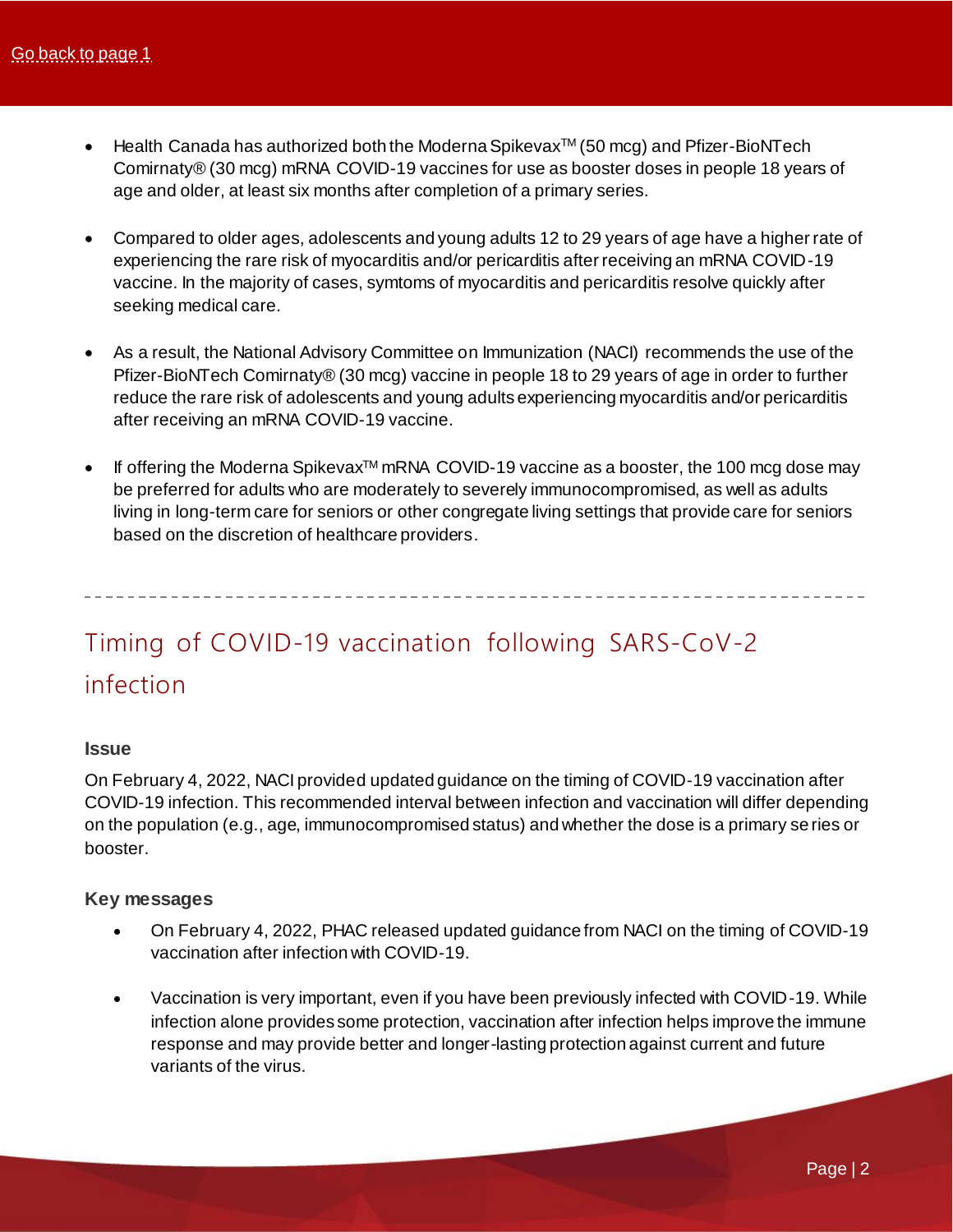[Go back to page 1]

- Health Canada has authorized both the Moderna Spikevax™ (50 mcg) and Pfizer-BioNTech Comirnaty® (30 mcg) mRNA COVID-19 vaccines for use as booster doses in people 18 years of age and older, at least six months after completion of a primary series.

- Compared to older ages, adolescents and young adults 12 to 29 years of age have a higher rate of experiencing the rare risk of myocarditis and/or pericarditis after receiving an mRNA COVID-19 vaccine. In the majority of cases, symtoms of myocarditis and pericarditis resolve quickly after seeking medical care.

- As a result, the National Advisory Committee on Immunization (NACI) recommends the use of the Pfizer-BioNTech Comirnaty® (30 mcg) vaccine in people 18 to 29 years of age in order to further reduce the rare risk of adolescents and young adults experiencing myocarditis and/or pericarditis after receiving an mRNA COVID-19 vaccine.

- If offering the Moderna Spikevax™ mRNA COVID-19 vaccine as a booster, the 100 mcg dose may be preferred for adults who are moderately to severely immunocompromised, as well as adults living in long-term care for seniors or other congregate living settings that provide care for seniors based on the discretion of healthcare providers.

---

## Timing of COVID-19 vaccination following SARS-CoV-2 infection

### Issue

On February 4, 2022, NACI provided updated guidance on the timing of COVID-19 vaccination after COVID-19 infection. This recommended interval between infection and vaccination will differ depending on the population (e.g., age, immunocompromised status) and whether the dose is a primary series or booster.

### Key messages

- On February 4, 2022, PHAC released updated guidance from NACI on the timing of COVID-19 vaccination after infection with COVID-19.

- Vaccination is very important, even if you have been previously infected with COVID-19. While infection alone provides some protection, vaccination after infection helps improve the immune response and may provide better and longer-lasting protection against current and future variants of the virus.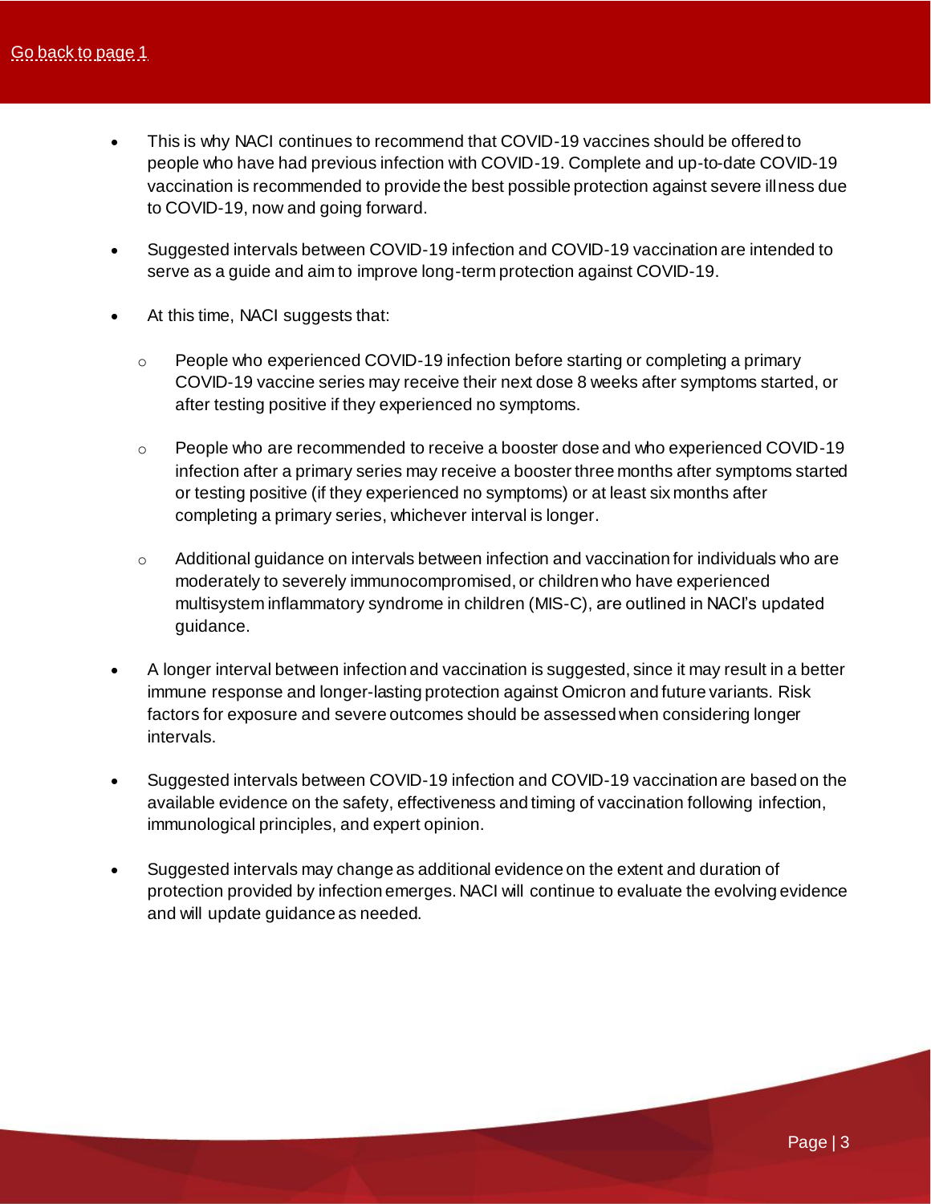[Go back to page 1]

- This is why NACI continues to recommend that COVID-19 vaccines should be offered to people who have had previous infection with COVID-19. Complete and up-to-date COVID-19 vaccination is recommended to provide the best possible protection against severe illness due to COVID-19, now and going forward.

- Suggested intervals between COVID-19 infection and COVID-19 vaccination are intended to serve as a guide and aim to improve long-term protection against COVID-19.

- At this time, NACI suggests that:

  - People who experienced COVID-19 infection before starting or completing a primary COVID-19 vaccine series may receive their next dose 8 weeks after symptoms started, or after testing positive if they experienced no symptoms.

  - People who are recommended to receive a booster dose and who experienced COVID-19 infection after a primary series may receive a booster three months after symptoms started or testing positive (if they experienced no symptoms) or at least six months after completing a primary series, whichever interval is longer.

  - Additional guidance on intervals between infection and vaccination for individuals who are moderately to severely immunocompromised, or children who have experienced multisystem inflammatory syndrome in children (MIS-C), are outlined in NACI's updated guidance.

- A longer interval between infection and vaccination is suggested, since it may result in a better immune response and longer-lasting protection against Omicron and future variants. Risk factors for exposure and severe outcomes should be assessed when considering longer intervals.

- Suggested intervals between COVID-19 infection and COVID-19 vaccination are based on the available evidence on the safety, effectiveness and timing of vaccination following infection, immunological principles, and expert opinion.

- Suggested intervals may change as additional evidence on the extent and duration of protection provided by infection emerges. NACI will continue to evaluate the evolving evidence and will update guidance as needed.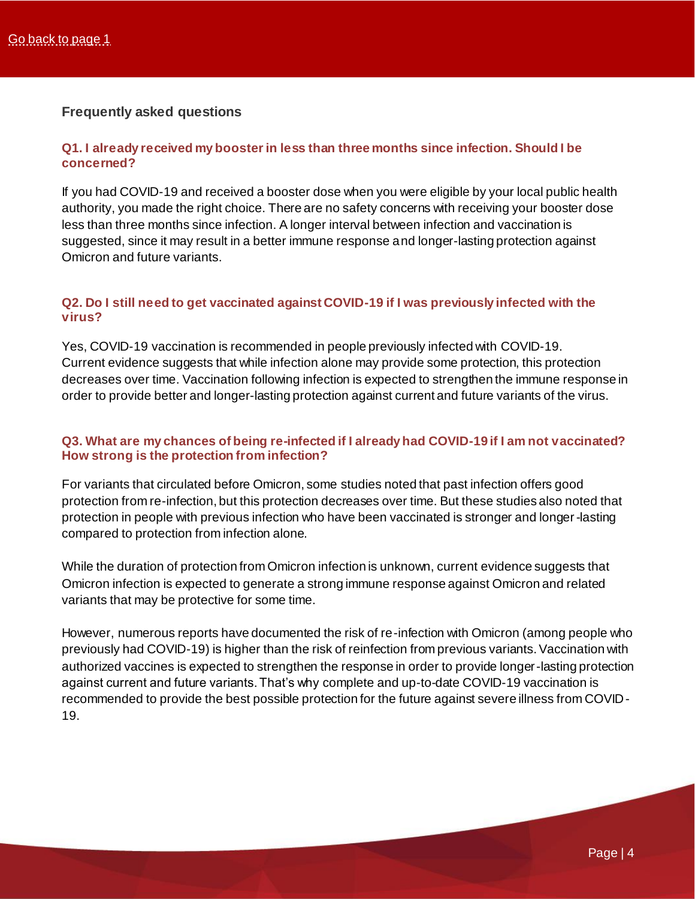[Go back to page 1](#)

## Frequently asked questions

### Q1. I already received my booster in less than three months since infection. Should I be concerned?

If you had COVID-19 and received a booster dose when you were eligible by your local public health authority, you made the right choice. There are no safety concerns with receiving your booster dose less than three months since infection. A longer interval between infection and vaccination is suggested, since it may result in a better immune response and longer-lasting protection against Omicron and future variants.

### Q2. Do I still need to get vaccinated against COVID-19 if I was previously infected with the virus?

Yes, COVID-19 vaccination is recommended in people previously infected with COVID-19. Current evidence suggests that while infection alone may provide some protection, this protection decreases over time. Vaccination following infection is expected to strengthen the immune response in order to provide better and longer-lasting protection against current and future variants of the virus.

### Q3. What are my chances of being re-infected if I already had COVID-19 if I am not vaccinated? How strong is the protection from infection?

For variants that circulated before Omicron, some studies noted that past infection offers good protection from re-infection, but this protection decreases over time. But these studies also noted that protection in people with previous infection who have been vaccinated is stronger and longer-lasting compared to protection from infection alone.

While the duration of protection from Omicron infection is unknown, current evidence suggests that Omicron infection is expected to generate a strong immune response against Omicron and related variants that may be protective for some time.

However, numerous reports have documented the risk of re-infection with Omicron (among people who previously had COVID-19) is higher than the risk of reinfection from previous variants. Vaccination with authorized vaccines is expected to strengthen the response in order to provide longer-lasting protection against current and future variants. That's why complete and up-to-date COVID-19 vaccination is recommended to provide the best possible protection for the future against severe illness from COVID-19.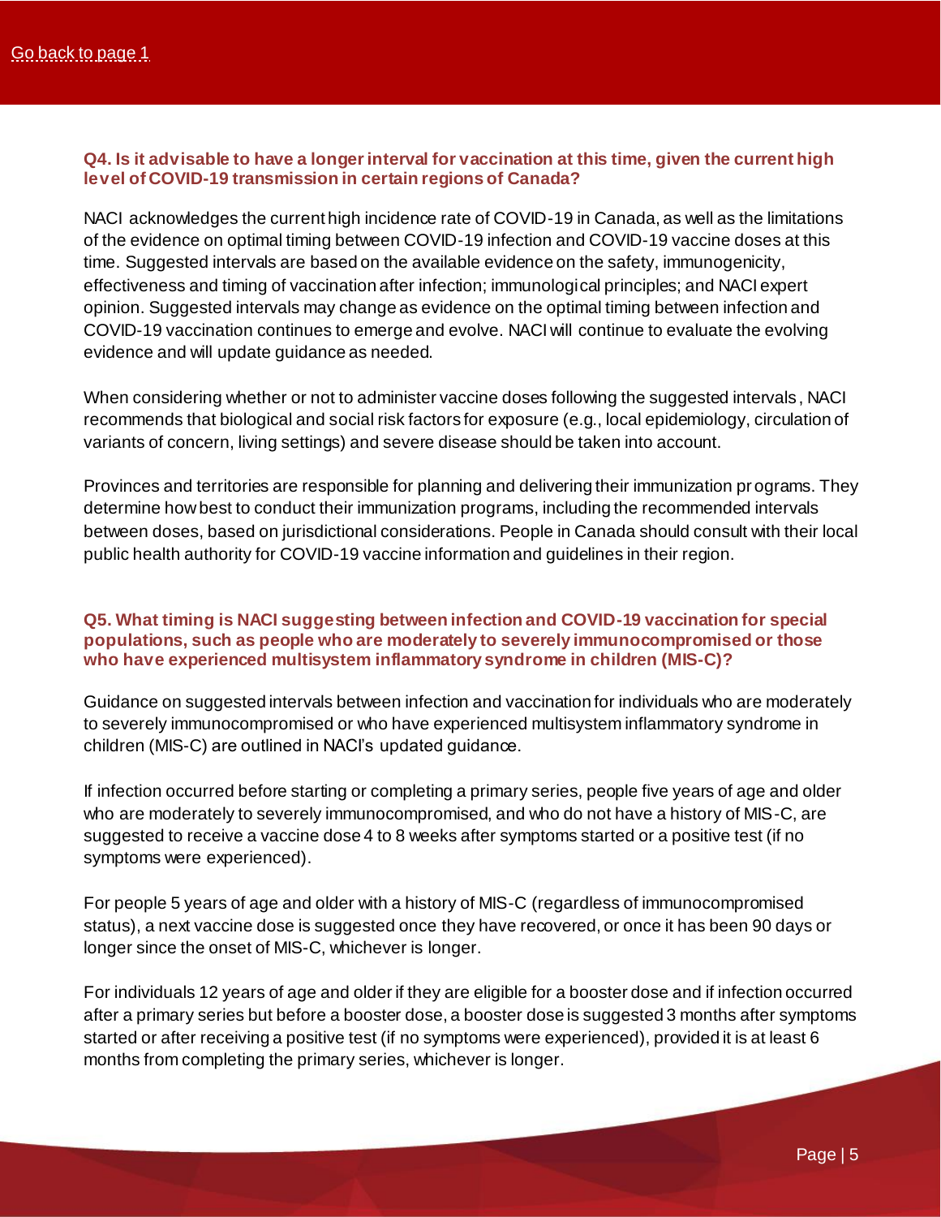[Go back to page 1]

### Q4. Is it advisable to have a longer interval for vaccination at this time, given the current high level of COVID-19 transmission in certain regions of Canada?

NACI acknowledges the current high incidence rate of COVID-19 in Canada, as well as the limitations of the evidence on optimal timing between COVID-19 infection and COVID-19 vaccine doses at this time. Suggested intervals are based on the available evidence on the safety, immunogenicity, effectiveness and timing of vaccination after infection; immunological principles; and NACI expert opinion. Suggested intervals may change as evidence on the optimal timing between infection and COVID-19 vaccination continues to emerge and evolve. NACI will continue to evaluate the evolving evidence and will update guidance as needed.

When considering whether or not to administer vaccine doses following the suggested intervals, NACI recommends that biological and social risk factors for exposure (e.g., local epidemiology, circulation of variants of concern, living settings) and severe disease should be taken into account.

Provinces and territories are responsible for planning and delivering their immunization programs. They determine how best to conduct their immunization programs, including the recommended intervals between doses, based on jurisdictional considerations. People in Canada should consult with their local public health authority for COVID-19 vaccine information and guidelines in their region.

### Q5. What timing is NACI suggesting between infection and COVID-19 vaccination for special populations, such as people who are moderately to severely immunocompromised or those who have experienced multisystem inflammatory syndrome in children (MIS-C)?

Guidance on suggested intervals between infection and vaccination for individuals who are moderately to severely immunocompromised or who have experienced multisystem inflammatory syndrome in children (MIS-C) are outlined in NACI's updated guidance.

If infection occurred before starting or completing a primary series, people five years of age and older who are moderately to severely immunocompromised, and who do not have a history of MIS-C, are suggested to receive a vaccine dose 4 to 8 weeks after symptoms started or a positive test (if no symptoms were experienced).

For people 5 years of age and older with a history of MIS-C (regardless of immunocompromised status), a next vaccine dose is suggested once they have recovered, or once it has been 90 days or longer since the onset of MIS-C, whichever is longer.

For individuals 12 years of age and older if they are eligible for a booster dose and if infection occurred after a primary series but before a booster dose, a booster dose is suggested 3 months after symptoms started or after receiving a positive test (if no symptoms were experienced), provided it is at least 6 months from completing the primary series, whichever is longer.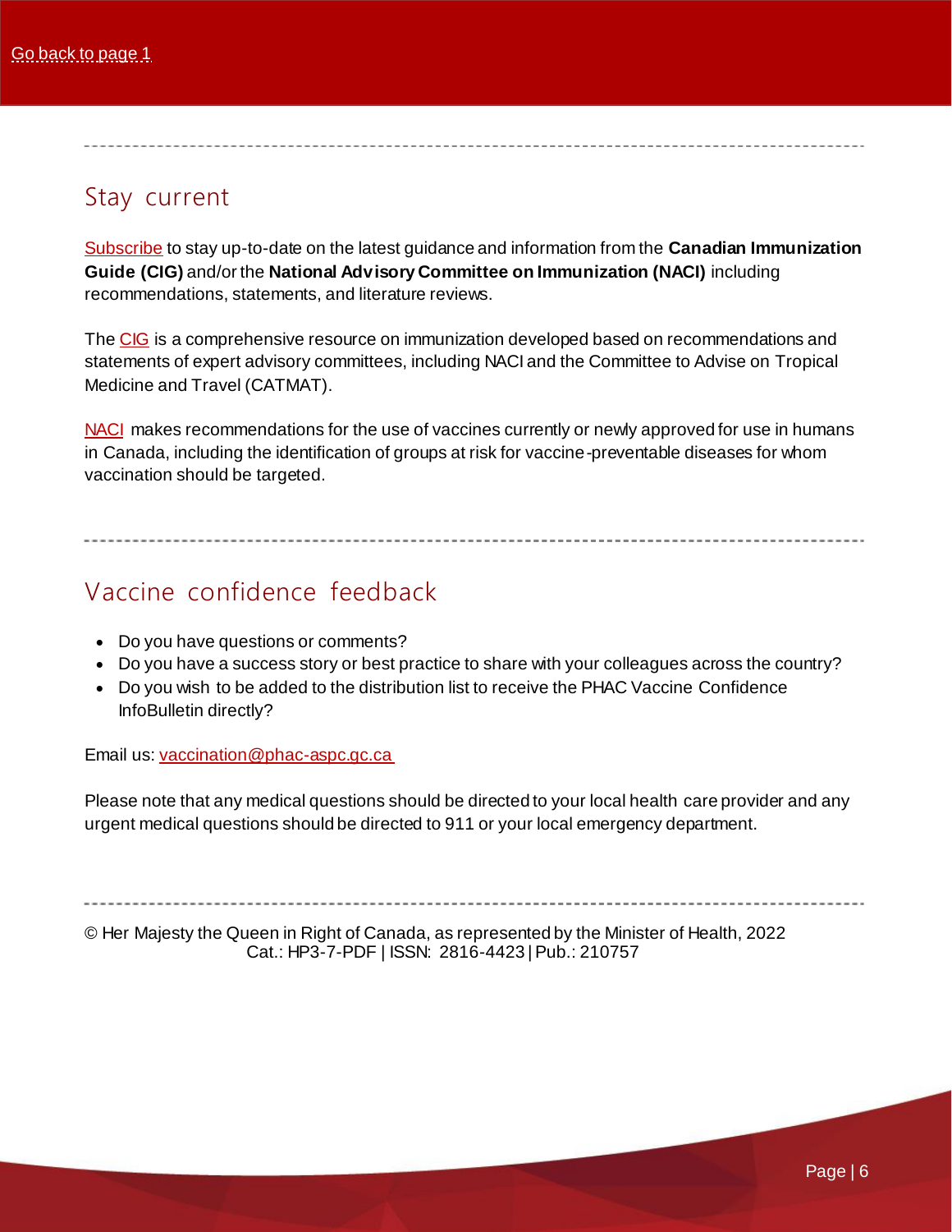Go back to page 1

## Stay current

Subscribe to stay up-to-date on the latest guidance and information from the **Canadian Immunization Guide (CIG)** and/or the **National Advisory Committee on Immunization (NACI)** including recommendations, statements, and literature reviews.

The CIG is a comprehensive resource on immunization developed based on recommendations and statements of expert advisory committees, including NACI and the Committee to Advise on Tropical Medicine and Travel (CATMAT).

NACI makes recommendations for the use of vaccines currently or newly approved for use in humans in Canada, including the identification of groups at risk for vaccine-preventable diseases for whom vaccination should be targeted.

## Vaccine confidence feedback

- Do you have questions or comments?
- Do you have a success story or best practice to share with your colleagues across the country?
- Do you wish to be added to the distribution list to receive the PHAC Vaccine Confidence InfoBulletin directly?

Email us: vaccination@phac-aspc.gc.ca

Please note that any medical questions should be directed to your local health care provider and any urgent medical questions should be directed to 911 or your local emergency department.

© Her Majesty the Queen in Right of Canada, as represented by the Minister of Health, 2022
Cat.: HP3-7-PDF | ISSN: 2816-4423 | Pub.: 210757